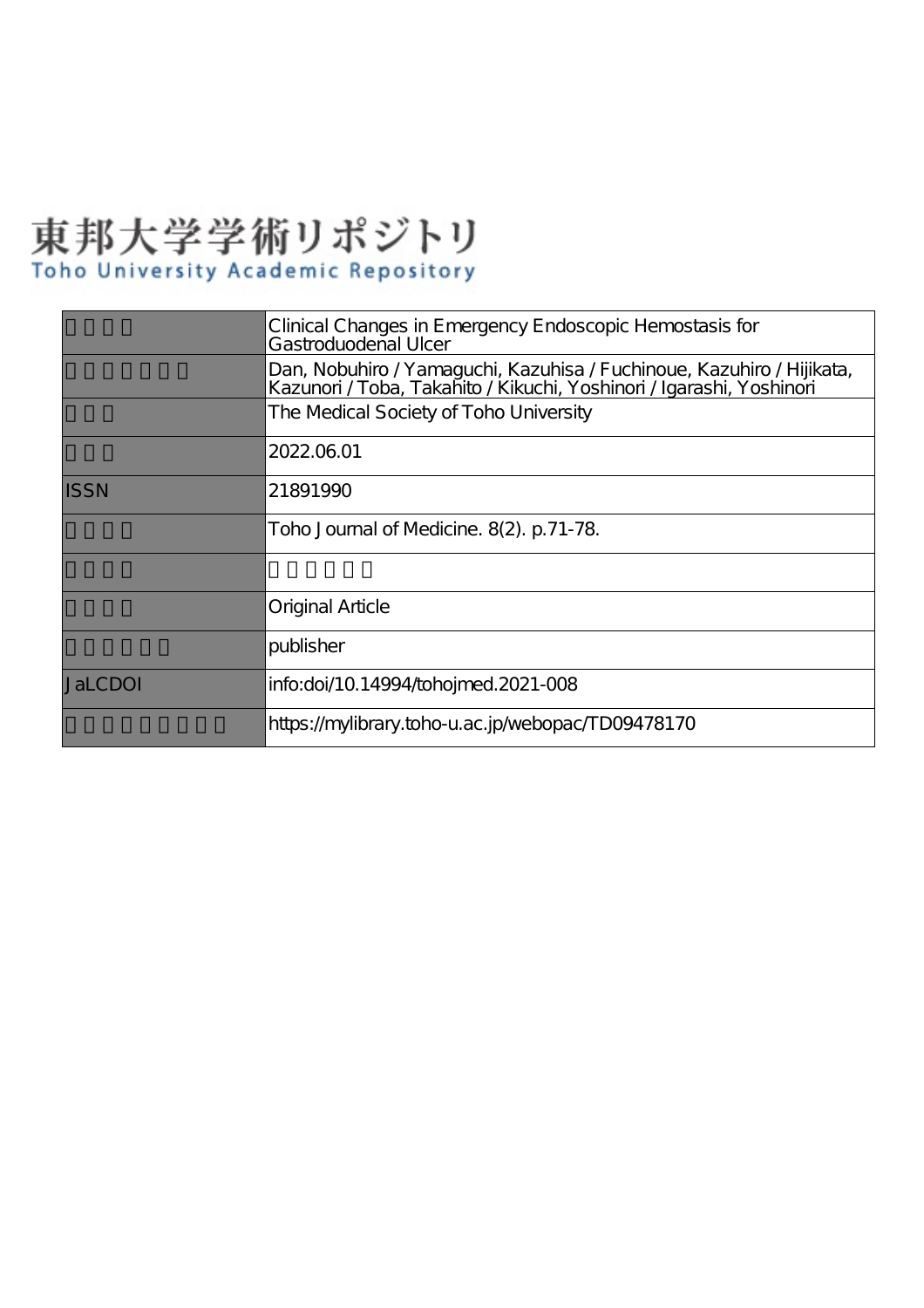# 東邦大学学術リポジトリ
Toho University Academic Repository

| | |
|---|---|
| | Clinical Changes in Emergency Endoscopic Hemostasis for Gastroduodenal Ulcer |
| | Dan, Nobuhiro / Yamaguchi, Kazuhisa / Fuchinoue, Kazuhiro / Hijikata, Kazunori / Toba, Takahito / Kikuchi, Yoshinori / Igarashi, Yoshinori |
| | The Medical Society of Toho University |
| | 2022.06.01 |
| ISSN | 21891990 |
| | Toho Journal of Medicine. 8(2). p.71-78. |
| | |
| | Original Article |
| | publisher |
| JaLCDOI | info:doi/10.14994/tohojmed.2021-008 |
| | https://mylibrary.toho-u.ac.jp/webopac/TD09478170 |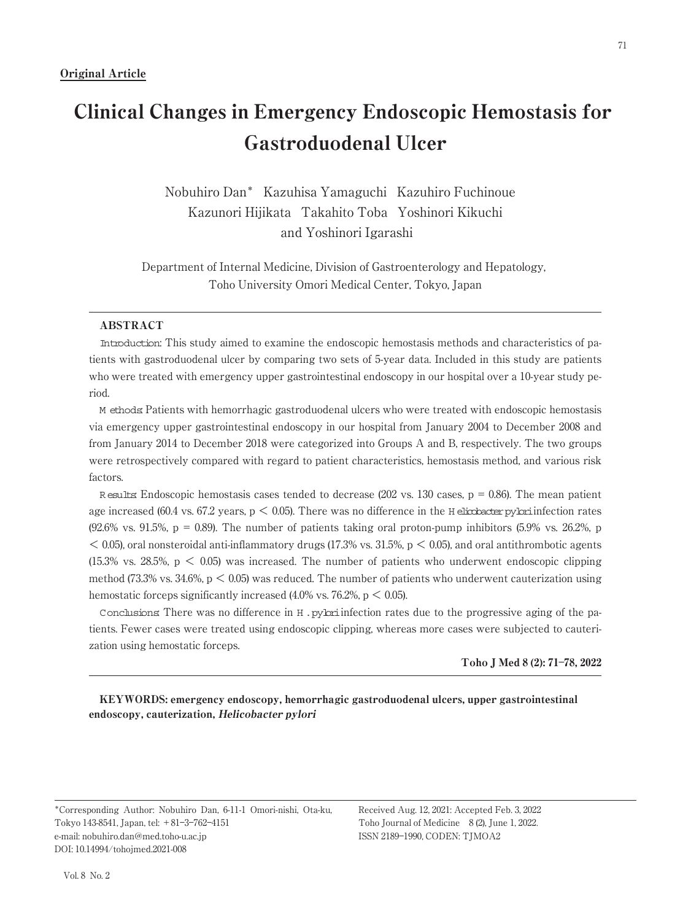**Original Article**

# Clinical Changes in Emergency Endoscopic Hemostasis for Gastroduodenal Ulcer

Nobuhiro Dan* Kazuhisa Yamaguchi Kazuhiro Fuchinoue Kazunori Hijikata Takahito Toba Yoshinori Kikuchi and Yoshinori Igarashi

Department of Internal Medicine, Division of Gastroenterology and Hepatology, Toho University Omori Medical Center, Tokyo, Japan

## ABSTRACT

*Introduction*: This study aimed to examine the endoscopic hemostasis methods and characteristics of patients with gastroduodenal ulcer by comparing two sets of 5-year data. Included in this study are patients who were treated with emergency upper gastrointestinal endoscopy in our hospital over a 10-year study period.

*Methods*: Patients with hemorrhagic gastroduodenal ulcers who were treated with endoscopic hemostasis via emergency upper gastrointestinal endoscopy in our hospital from January 2004 to December 2008 and from January 2014 to December 2018 were categorized into Groups A and B, respectively. The two groups were retrospectively compared with regard to patient characteristics, hemostasis method, and various risk factors.

*Results*: Endoscopic hemostasis cases tended to decrease (202 vs. 130 cases, $p = 0.86$). The mean patient age increased (60.4 vs. 67.2 years, $p < 0.05$). There was no difference in the *Helicobacter pylori* infection rates (92.6% vs. 91.5%, $p = 0.89$). The number of patients taking oral proton-pump inhibitors (5.9% vs. 26.2%, $p < 0.05$), oral nonsteroidal anti-inflammatory drugs (17.3% vs. 31.5%, $p < 0.05$), and oral antithrombotic agents (15.3% vs. 28.5%, $p < 0.05$) was increased. The number of patients who underwent endoscopic clipping method (73.3% vs. 34.6%, $p < 0.05$) was reduced. The number of patients who underwent cauterization using hemostatic forceps significantly increased (4.0% vs. 76.2%, $p < 0.05$).

*Conclusions*: There was no difference in *H. pylori* infection rates due to the progressive aging of the patients. Fewer cases were treated using endoscopic clipping, whereas more cases were subjected to cauterization using hemostatic forceps.

**KEYWORDS: emergency endoscopy, hemorrhagic gastroduodenal ulcers, upper gastrointestinal endoscopy, cauterization, *Helicobacter pylori***

*Corresponding Author: Nobuhiro Dan, 6-11-1 Omori-nishi, Ota-ku, Tokyo 143-8541, Japan, tel: +81-3-762-4151
e-mail: nobuhiro.dan@med.toho-u.ac.jp
DOI: 10.14994/tohojmed.2021-008

Received Aug. 12, 2021: Accepted Feb. 3, 2022
Toho Journal of Medicine 8 (2), June 1, 2022.
ISSN 2189-1990, CODEN: TJMOA2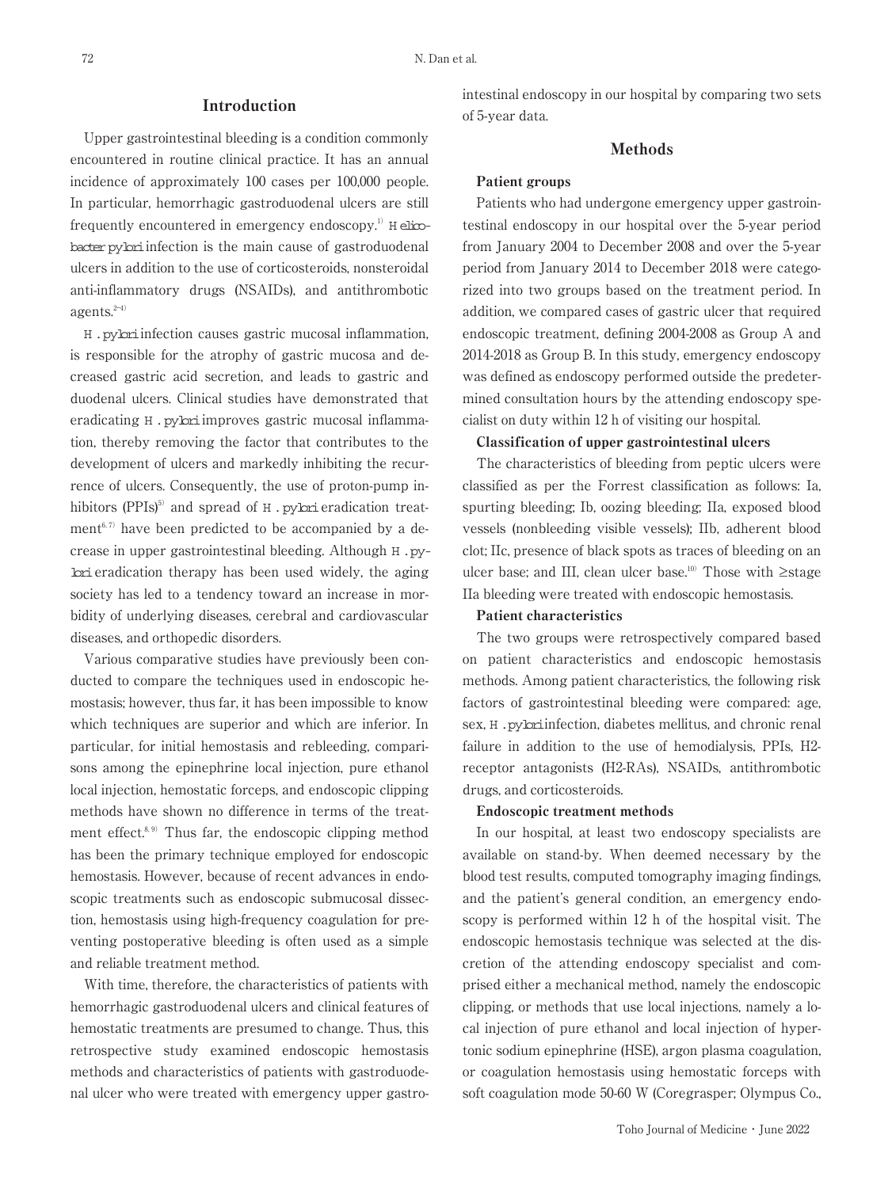## Introduction

Upper gastrointestinal bleeding is a condition commonly encountered in routine clinical practice. It has an annual incidence of approximately 100 cases per 100,000 people. In particular, hemorrhagic gastroduodenal ulcers are still frequently encountered in emergency endoscopy.[1] *Helicobacter pylori* infection is the main cause of gastroduodenal ulcers in addition to the use of corticosteroids, nonsteroidal anti-inflammatory drugs (NSAIDs), and antithrombotic agents.[2-4]

*H. pylori* infection causes gastric mucosal inflammation, is responsible for the atrophy of gastric mucosa and decreased gastric acid secretion, and leads to gastric and duodenal ulcers. Clinical studies have demonstrated that eradicating *H. pylori* improves gastric mucosal inflammation, thereby removing the factor that contributes to the development of ulcers and markedly inhibiting the recurrence of ulcers. Consequently, the use of proton-pump inhibitors (PPIs)[5] and spread of *H. pylori* eradication treatment[6,7] have been predicted to be accompanied by a decrease in upper gastrointestinal bleeding. Although *H. pylori* eradication therapy has been used widely, the aging society has led to a tendency toward an increase in morbidity of underlying diseases, cerebral and cardiovascular diseases, and orthopedic disorders.

Various comparative studies have previously been conducted to compare the techniques used in endoscopic hemostasis; however, thus far, it has been impossible to know which techniques are superior and which are inferior. In particular, for initial hemostasis and rebleeding, comparisons among the epinephrine local injection, pure ethanol local injection, hemostatic forceps, and endoscopic clipping methods have shown no difference in terms of the treatment effect.[8,9] Thus far, the endoscopic clipping method has been the primary technique employed for endoscopic hemostasis. However, because of recent advances in endoscopic treatments such as endoscopic submucosal dissection, hemostasis using high-frequency coagulation for preventing postoperative bleeding is often used as a simple and reliable treatment method.

With time, therefore, the characteristics of patients with hemorrhagic gastroduodenal ulcers and clinical features of hemostatic treatments are presumed to change. Thus, this retrospective study examined endoscopic hemostasis methods and characteristics of patients with gastroduodenal ulcer who were treated with emergency upper gastrointestinal endoscopy in our hospital by comparing two sets of 5-year data.

## Methods

### Patient groups

Patients who had undergone emergency upper gastrointestinal endoscopy in our hospital over the 5-year period from January 2004 to December 2008 and over the 5-year period from January 2014 to December 2018 were categorized into two groups based on the treatment period. In addition, we compared cases of gastric ulcer that required endoscopic treatment, defining 2004-2008 as Group A and 2014-2018 as Group B. In this study, emergency endoscopy was defined as endoscopy performed outside the predetermined consultation hours by the attending endoscopy specialist on duty within 12 h of visiting our hospital.

### Classification of upper gastrointestinal ulcers

The characteristics of bleeding from peptic ulcers were classified as per the Forrest classification as follows: Ia, spurting bleeding; Ib, oozing bleeding; IIa, exposed blood vessels (nonbleeding visible vessels); IIb, adherent blood clot; IIc, presence of black spots as traces of bleeding on an ulcer base; and III, clean ulcer base.[10] Those with ≥stage IIa bleeding were treated with endoscopic hemostasis.

### Patient characteristics

The two groups were retrospectively compared based on patient characteristics and endoscopic hemostasis methods. Among patient characteristics, the following risk factors of gastrointestinal bleeding were compared: age, sex, *H. pylori* infection, diabetes mellitus, and chronic renal failure in addition to the use of hemodialysis, PPIs, H2-receptor antagonists (H2-RAs), NSAIDs, antithrombotic drugs, and corticosteroids.

### Endoscopic treatment methods

In our hospital, at least two endoscopy specialists are available on stand-by. When deemed necessary by the blood test results, computed tomography imaging findings, and the patient's general condition, an emergency endoscopy is performed within 12 h of the hospital visit. The endoscopic hemostasis technique was selected at the discretion of the attending endoscopy specialist and comprised either a mechanical method, namely the endoscopic clipping, or methods that use local injections, namely a local injection of pure ethanol and local injection of hypertonic sodium epinephrine (HSE), argon plasma coagulation, or coagulation hemostasis using hemostatic forceps with soft coagulation mode 50-60 W (Coregrasper; Olympus Co.,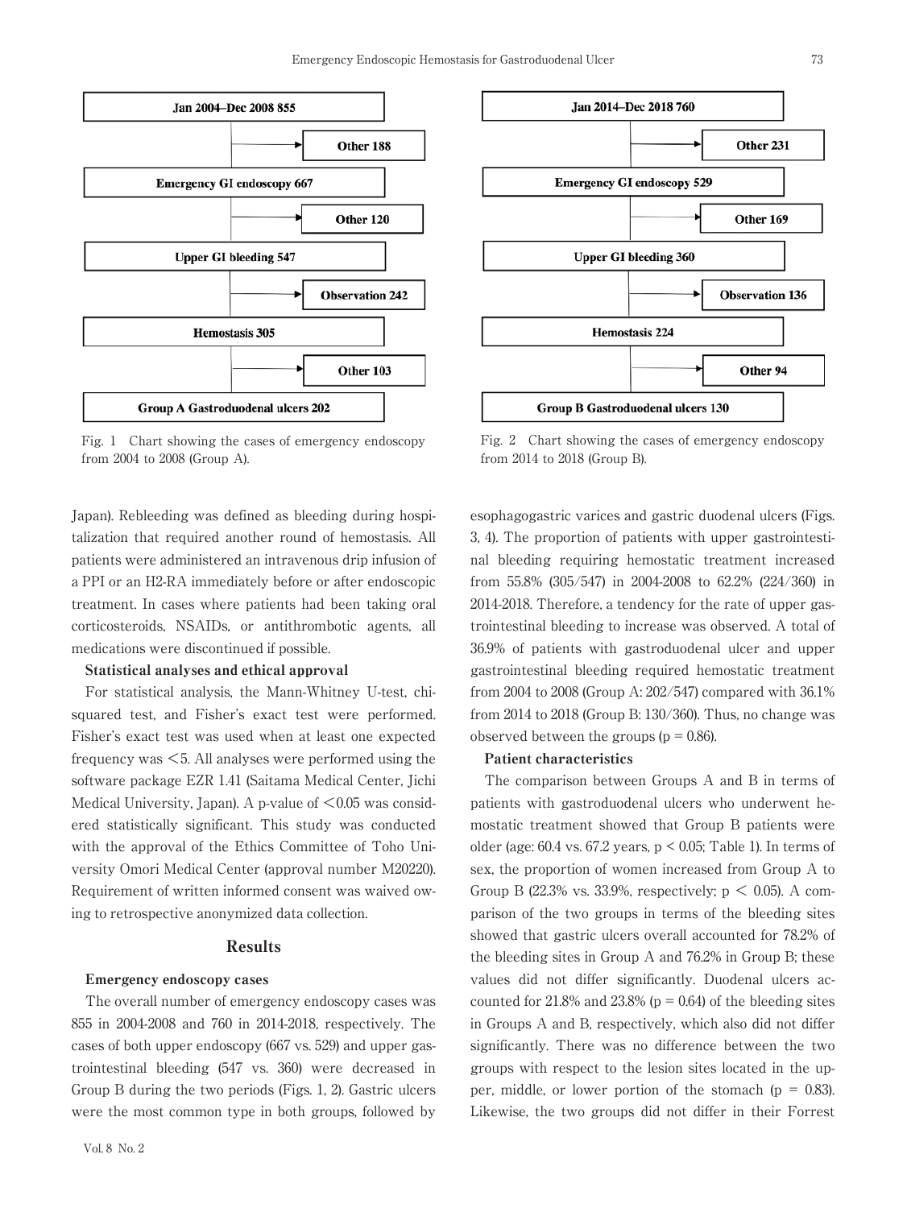Jan 2004–Dec 2008 855

Other 188

Emergency GI endoscopy 667

Other 120

Upper GI bleeding 547

Observation 242

Hemostasis 305

Other 103

Group A Gastroduodenal ulcers 202

Fig. 1 Chart showing the cases of emergency endoscopy from 2004 to 2008 (Group A).

Jan 2014–Dec 2018 760

Other 231

Emergency GI endoscopy 529

Other 169

Upper GI bleeding 360

Observation 136

Hemostasis 224

Other 94

Group B Gastroduodenal ulcers 130

Fig. 2 Chart showing the cases of emergency endoscopy from 2014 to 2018 (Group B).

Japan). Rebleeding was defined as bleeding during hospitalization that required another round of hemostasis. All patients were administered an intravenous drip infusion of a PPI or an H2-RA immediately before or after endoscopic treatment. In cases where patients had been taking oral corticosteroids, NSAIDs, or antithrombotic agents, all medications were discontinued if possible.

**Statistical analyses and ethical approval**

For statistical analysis, the Mann-Whitney U-test, chi-squared test, and Fisher's exact test were performed. Fisher's exact test was used when at least one expected frequency was $<5$. All analyses were performed using the software package EZR 1.41 (Saitama Medical Center, Jichi Medical University, Japan). A p-value of $<0.05$ was considered statistically significant. This study was conducted with the approval of the Ethics Committee of Toho University Omori Medical Center (approval number M20220). Requirement of written informed consent was waived owing to retrospective anonymized data collection.

## Results

**Emergency endoscopy cases**

The overall number of emergency endoscopy cases was 855 in 2004-2008 and 760 in 2014-2018, respectively. The cases of both upper endoscopy (667 vs. 529) and upper gastrointestinal bleeding (547 vs. 360) were decreased in Group B during the two periods (Figs. 1, 2). Gastric ulcers were the most common type in both groups, followed by esophagogastric varices and gastric duodenal ulcers (Figs. 3, 4). The proportion of patients with upper gastrointestinal bleeding requiring hemostatic treatment increased from 55.8% (305/547) in 2004-2008 to 62.2% (224/360) in 2014-2018. Therefore, a tendency for the rate of upper gastrointestinal bleeding to increase was observed. A total of 36.9% of patients with gastroduodenal ulcer and upper gastrointestinal bleeding required hemostatic treatment from 2004 to 2008 (Group A: 202/547) compared with 36.1% from 2014 to 2018 (Group B: 130/360). Thus, no change was observed between the groups ($p = 0.86$).

**Patient characteristics**

The comparison between Groups A and B in terms of patients with gastroduodenal ulcers who underwent hemostatic treatment showed that Group B patients were older (age: 60.4 vs. 67.2 years, $p < 0.05$; Table 1). In terms of sex, the proportion of women increased from Group A to Group B (22.3% vs. 33.9%, respectively; $p < 0.05$). A comparison of the two groups in terms of the bleeding sites showed that gastric ulcers overall accounted for 78.2% of the bleeding sites in Group A and 76.2% in Group B; these values did not differ significantly. Duodenal ulcers accounted for 21.8% and 23.8% ($p = 0.64$) of the bleeding sites in Groups A and B, respectively, which also did not differ significantly. There was no difference between the two groups with respect to the lesion sites located in the upper, middle, or lower portion of the stomach ($p = 0.83$). Likewise, the two groups did not differ in their Forrest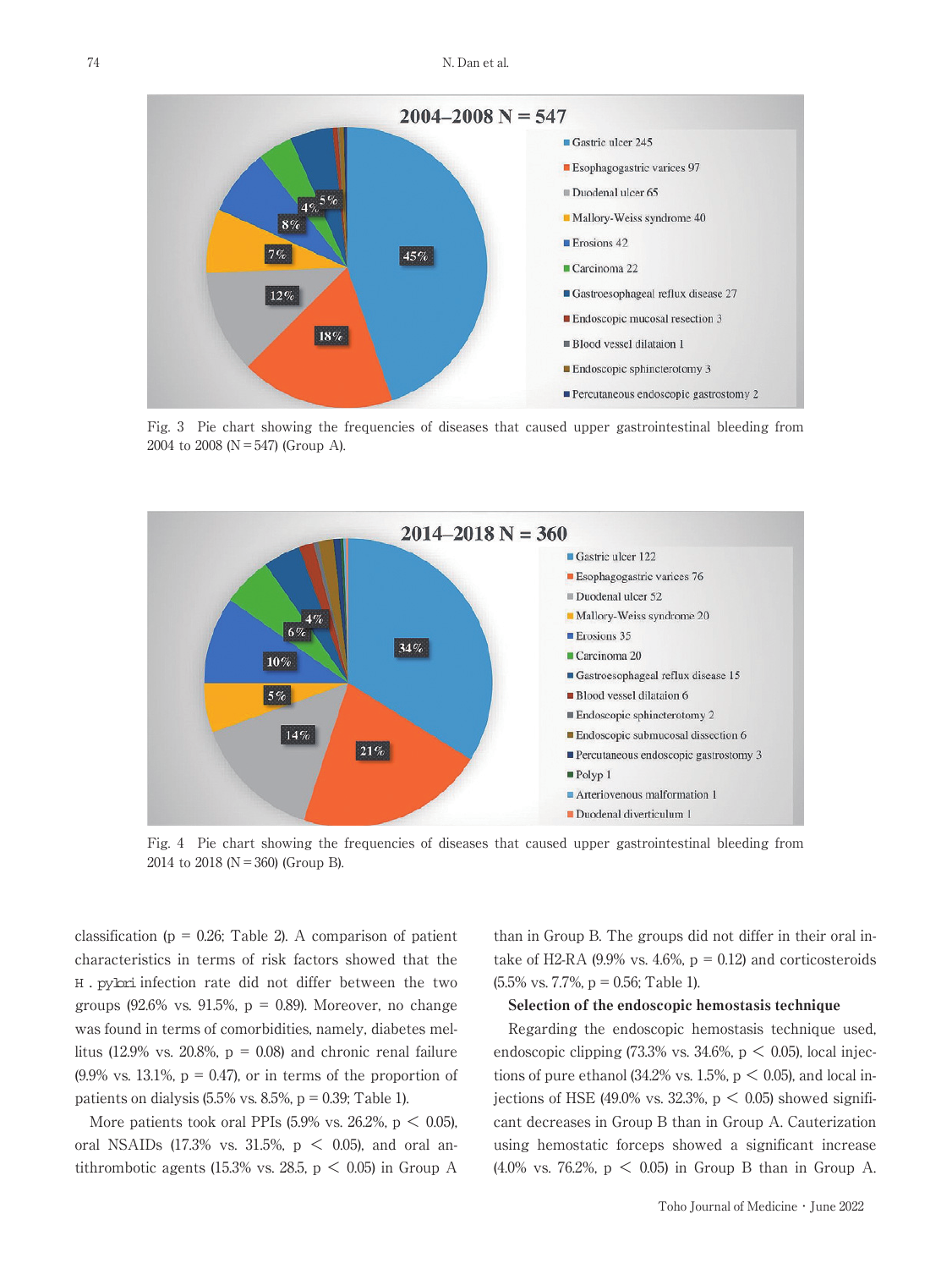Fig. 3 Pie chart showing the frequencies of diseases that caused upper gastrointestinal bleeding from 2004 to 2008 (N = 547) (Group A).

Fig. 4 Pie chart showing the frequencies of diseases that caused upper gastrointestinal bleeding from 2014 to 2018 (N = 360) (Group B).

classification ($p = 0.26$; Table 2). A comparison of patient characteristics in terms of risk factors showed that the *H. pylori* infection rate did not differ between the two groups (92.6% vs. 91.5%, $p = 0.89$). Moreover, no change was found in terms of comorbidities, namely, diabetes mellitus (12.9% vs. 20.8%, $p = 0.08$) and chronic renal failure (9.9% vs. 13.1%, $p = 0.47$), or in terms of the proportion of patients on dialysis (5.5% vs. 8.5%, $p = 0.39$; Table 1).

More patients took oral PPIs (5.9% vs. 26.2%, $p < 0.05$), oral NSAIDs (17.3% vs. 31.5%, $p < 0.05$), and oral antithrombotic agents (15.3% vs. 28.5, $p < 0.05$) in Group A than in Group B. The groups did not differ in their oral intake of H2-RA (9.9% vs. 4.6%, $p = 0.12$) and corticosteroids (5.5% vs. 7.7%, $p = 0.56$; Table 1).

**Selection of the endoscopic hemostasis technique**

Regarding the endoscopic hemostasis technique used, endoscopic clipping (73.3% vs. 34.6%, $p < 0.05$), local injections of pure ethanol (34.2% vs. 1.5%, $p < 0.05$), and local injections of HSE (49.0% vs. 32.3%, $p < 0.05$) showed significant decreases in Group B than in Group A. Cauterization using hemostatic forceps showed a significant increase (4.0% vs. 76.2%, $p < 0.05$) in Group B than in Group A.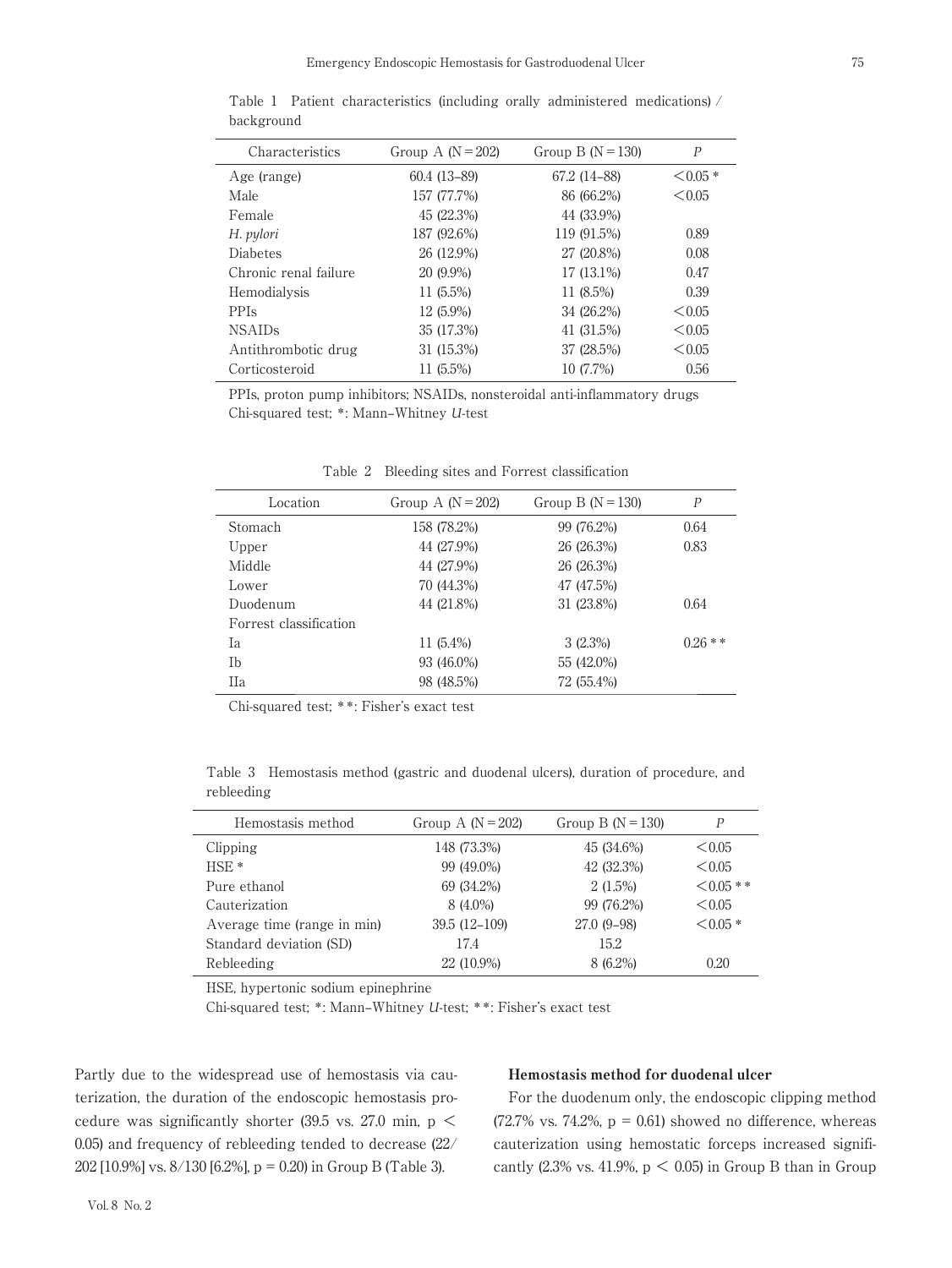Table 1 Patient characteristics (including orally administered medications) / background

| Characteristics | Group A (N = 202) | Group B (N = 130) | *P* |
|---|---|---|---|
| Age (range) | 60.4 (13–89) | 67.2 (14–88) | $<0.05$ * |
| Male | 157 (77.7%) | 86 (66.2%) | $<0.05$ |
| Female | 45 (22.3%) | 44 (33.9%) | |
| *H. pylori* | 187 (92.6%) | 119 (91.5%) | 0.89 |
| Diabetes | 26 (12.9%) | 27 (20.8%) | 0.08 |
| Chronic renal failure | 20 (9.9%) | 17 (13.1%) | 0.47 |
| Hemodialysis | 11 (5.5%) | 11 (8.5%) | 0.39 |
| PPIs | 12 (5.9%) | 34 (26.2%) | $<0.05$ |
| NSAIDs | 35 (17.3%) | 41 (31.5%) | $<0.05$ |
| Antithrombotic drug | 31 (15.3%) | 37 (28.5%) | $<0.05$ |
| Corticosteroid | 11 (5.5%) | 10 (7.7%) | 0.56 |

PPIs, proton pump inhibitors; NSAIDs, nonsteroidal anti-inflammatory drugs
Chi-squared test; *: Mann–Whitney *U*-test

Table 2 Bleeding sites and Forrest classification

| Location | Group A (N = 202) | Group B (N = 130) | *P* |
|---|---|---|---|
| Stomach | 158 (78.2%) | 99 (76.2%) | 0.64 |
| Upper | 44 (27.9%) | 26 (26.3%) | 0.83 |
| Middle | 44 (27.9%) | 26 (26.3%) | |
| Lower | 70 (44.3%) | 47 (47.5%) | |
| Duodenum | 44 (21.8%) | 31 (23.8%) | 0.64 |
| Forrest classification | | | |
| Ia | 11 (5.4%) | 3 (2.3%) | 0.26 ** |
| Ib | 93 (46.0%) | 55 (42.0%) | |
| IIa | 98 (48.5%) | 72 (55.4%) | |

Chi-squared test; **: Fisher's exact test

Table 3 Hemostasis method (gastric and duodenal ulcers), duration of procedure, and rebleeding

| Hemostasis method | Group A (N = 202) | Group B (N = 130) | *P* |
|---|---|---|---|
| Clipping | 148 (73.3%) | 45 (34.6%) | $<0.05$ |
| HSE * | 99 (49.0%) | 42 (32.3%) | $<0.05$ |
| Pure ethanol | 69 (34.2%) | 2 (1.5%) | $<0.05$ ** |
| Cauterization | 8 (4.0%) | 99 (76.2%) | $<0.05$ |
| Average time (range in min) | 39.5 (12–109) | 27.0 (9–98) | $<0.05$ * |
| Standard deviation (SD) | 17.4 | 15.2 | |
| Rebleeding | 22 (10.9%) | 8 (6.2%) | 0.20 |

HSE, hypertonic sodium epinephrine
Chi-squared test; *: Mann–Whitney *U*-test; **: Fisher's exact test

Partly due to the widespread use of hemostasis via cauterization, the duration of the endoscopic hemostasis procedure was significantly shorter (39.5 vs. 27.0 min, $p < 0.05$) and frequency of rebleeding tended to decrease (22/202 [10.9%] vs. 8/130 [6.2%], $p = 0.20$) in Group B (Table 3).

**Hemostasis method for duodenal ulcer**

For the duodenum only, the endoscopic clipping method (72.7% vs. 74.2%, $p = 0.61$) showed no difference, whereas cauterization using hemostatic forceps increased significantly (2.3% vs. 41.9%, $p < 0.05$) in Group B than in Group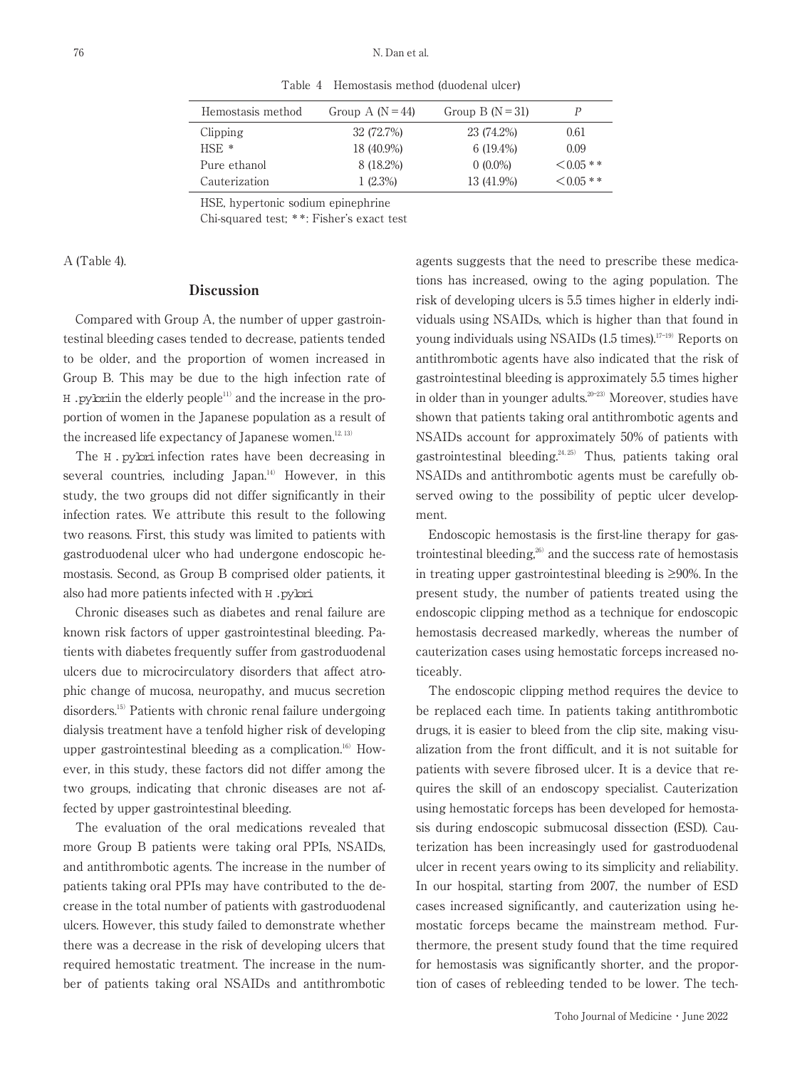Table 4 Hemostasis method (duodenal ulcer)

| Hemostasis method | Group A (N = 44) | Group B (N = 31) | P |
|---|---|---|---|
| Clipping | 32 (72.7%) | 23 (74.2%) | 0.61 |
| HSE * | 18 (40.9%) | 6 (19.4%) | 0.09 |
| Pure ethanol | 8 (18.2%) | 0 (0.0%) | <0.05 ** |
| Cauterization | 1 (2.3%) | 13 (41.9%) | <0.05 ** |

HSE, hypertonic sodium epinephrine
Chi-squared test; **: Fisher's exact test

A (Table 4).

## Discussion

Compared with Group A, the number of upper gastrointestinal bleeding cases tended to decrease, patients tended to be older, and the proportion of women increased in Group B. This may be due to the high infection rate of *H. pylori* in the elderly people[11] and the increase in the proportion of women in the Japanese population as a result of the increased life expectancy of Japanese women.[12, 13]

The *H. pylori* infection rates have been decreasing in several countries, including Japan.[14] However, in this study, the two groups did not differ significantly in their infection rates. We attribute this result to the following two reasons. First, this study was limited to patients with gastroduodenal ulcer who had undergone endoscopic hemostasis. Second, as Group B comprised older patients, it also had more patients infected with *H. pylori*.

Chronic diseases such as diabetes and renal failure are known risk factors of upper gastrointestinal bleeding. Patients with diabetes frequently suffer from gastroduodenal ulcers due to microcirculatory disorders that affect atrophic change of mucosa, neuropathy, and mucus secretion disorders.[15] Patients with chronic renal failure undergoing dialysis treatment have a tenfold higher risk of developing upper gastrointestinal bleeding as a complication.[16] However, in this study, these factors did not differ among the two groups, indicating that chronic diseases are not affected by upper gastrointestinal bleeding.

The evaluation of the oral medications revealed that more Group B patients were taking oral PPIs, NSAIDs, and antithrombotic agents. The increase in the number of patients taking oral PPIs may have contributed to the decrease in the total number of patients with gastroduodenal ulcers. However, this study failed to demonstrate whether there was a decrease in the risk of developing ulcers that required hemostatic treatment. The increase in the number of patients taking oral NSAIDs and antithrombotic agents suggests that the need to prescribe these medications has increased, owing to the aging population. The risk of developing ulcers is 5.5 times higher in elderly individuals using NSAIDs, which is higher than that found in young individuals using NSAIDs (1.5 times).[17–19] Reports on antithrombotic agents have also indicated that the risk of gastrointestinal bleeding is approximately 5.5 times higher in older than in younger adults.[20–23] Moreover, studies have shown that patients taking oral antithrombotic agents and NSAIDs account for approximately 50% of patients with gastrointestinal bleeding.[24, 25] Thus, patients taking oral NSAIDs and antithrombotic agents must be carefully observed owing to the possibility of peptic ulcer development.

Endoscopic hemostasis is the first-line therapy for gastrointestinal bleeding,[26] and the success rate of hemostasis in treating upper gastrointestinal bleeding is ≥90%. In the present study, the number of patients treated using the endoscopic clipping method as a technique for endoscopic hemostasis decreased markedly, whereas the number of cauterization cases using hemostatic forceps increased noticeably.

The endoscopic clipping method requires the device to be replaced each time. In patients taking antithrombotic drugs, it is easier to bleed from the clip site, making visualization from the front difficult, and it is not suitable for patients with severe fibrosed ulcer. It is a device that requires the skill of an endoscopy specialist. Cauterization using hemostatic forceps has been developed for hemostasis during endoscopic submucosal dissection (ESD). Cauterization has been increasingly used for gastroduodenal ulcer in recent years owing to its simplicity and reliability. In our hospital, starting from 2007, the number of ESD cases increased significantly, and cauterization using hemostatic forceps became the mainstream method. Furthermore, the present study found that the time required for hemostasis was significantly shorter, and the proportion of cases of rebleeding tended to be lower. The tech-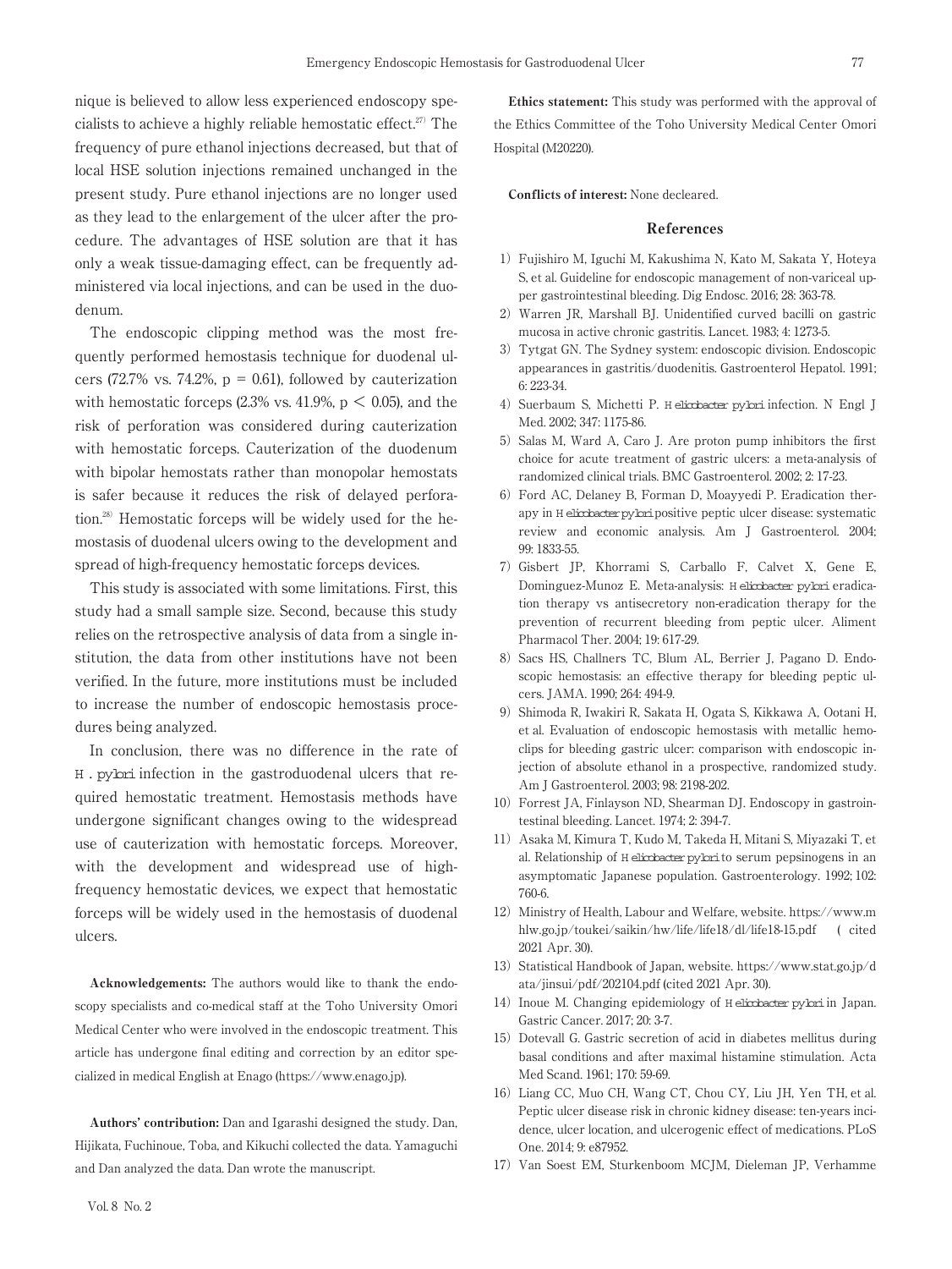nique is believed to allow less experienced endoscopy specialists to achieve a highly reliable hemostatic effect.[27] The frequency of pure ethanol injections decreased, but that of local HSE solution injections remained unchanged in the present study. Pure ethanol injections are no longer used as they lead to the enlargement of the ulcer after the procedure. The advantages of HSE solution are that it has only a weak tissue-damaging effect, can be frequently administered via local injections, and can be used in the duodenum.

The endoscopic clipping method was the most frequently performed hemostasis technique for duodenal ulcers (72.7% vs. 74.2%, $p = 0.61$), followed by cauterization with hemostatic forceps (2.3% vs. 41.9%, $p < 0.05$), and the risk of perforation was considered during cauterization with hemostatic forceps. Cauterization of the duodenum with bipolar hemostats rather than monopolar hemostats is safer because it reduces the risk of delayed perforation.[28] Hemostatic forceps will be widely used for the hemostasis of duodenal ulcers owing to the development and spread of high-frequency hemostatic forceps devices.

This study is associated with some limitations. First, this study had a small sample size. Second, because this study relies on the retrospective analysis of data from a single institution, the data from other institutions have not been verified. In the future, more institutions must be included to increase the number of endoscopic hemostasis procedures being analyzed.

In conclusion, there was no difference in the rate of *H. pylori* infection in the gastroduodenal ulcers that required hemostatic treatment. Hemostasis methods have undergone significant changes owing to the widespread use of cauterization with hemostatic forceps. Moreover, with the development and widespread use of high-frequency hemostatic devices, we expect that hemostatic forceps will be widely used in the hemostasis of duodenal ulcers.

**Acknowledgements:** The authors would like to thank the endoscopy specialists and co-medical staff at the Toho University Omori Medical Center who were involved in the endoscopic treatment. This article has undergone final editing and correction by an editor specialized in medical English at Enago (https://www.enago.jp).

**Authors' contribution:** Dan and Igarashi designed the study. Dan, Hijikata, Fuchinoue, Toba, and Kikuchi collected the data. Yamaguchi and Dan analyzed the data. Dan wrote the manuscript.

**Ethics statement:** This study was performed with the approval of the Ethics Committee of the Toho University Medical Center Omori Hospital (M20220).

**Conflicts of interest:** None decleared.

## References

1) Fujishiro M, Iguchi M, Kakushima N, Kato M, Sakata Y, Hoteya S, et al. Guideline for endoscopic management of non-variceal upper gastrointestinal bleeding. Dig Endosc. 2016; 28: 363-78.
2) Warren JR, Marshall BJ. Unidentified curved bacilli on gastric mucosa in active chronic gastritis. Lancet. 1983; 4: 1273-5.
3) Tytgat GN. The Sydney system: endoscopic division. Endoscopic appearances in gastritis/duodenitis. Gastroenterol Hepatol. 1991; 6: 223-34.
4) Suerbaum S, Michetti P. *Helicobacter pylori* infection. N Engl J Med. 2002; 347: 1175-86.
5) Salas M, Ward A, Caro J. Are proton pump inhibitors the first choice for acute treatment of gastric ulcers: a meta-analysis of randomized clinical trials. BMC Gastroenterol. 2002; 2: 17-23.
6) Ford AC, Delaney B, Forman D, Moayyedi P. Eradication therapy in *Helicobacter pylori* positive peptic ulcer disease: systematic review and economic analysis. Am J Gastroenterol. 2004; 99: 1833-55.
7) Gisbert JP, Khorrami S, Carballo F, Calvet X, Gene E, Dominguez-Munoz E. Meta-analysis: *Helicobacter pylori* eradication therapy vs antisecretory non-eradication therapy for the prevention of recurrent bleeding from peptic ulcer. Aliment Pharmacol Ther. 2004; 19: 617-29.
8) Sacs HS, Challners TC, Blum AL, Berrier J, Pagano D. Endoscopic hemostasis: an effective therapy for bleeding peptic ulcers. JAMA. 1990; 264: 494-9.
9) Shimoda R, Iwakiri R, Sakata H, Ogata S, Kikkawa A, Ootani H, et al. Evaluation of endoscopic hemostasis with metallic hemoclips for bleeding gastric ulcer: comparison with endoscopic injection of absolute ethanol in a prospective, randomized study. Am J Gastroenterol. 2003; 98: 2198-202.
10) Forrest JA, Finlayson ND, Shearman DJ. Endoscopy in gastrointestinal bleeding. Lancet. 1974; 2: 394-7.
11) Asaka M, Kimura T, Kudo M, Takeda H, Mitani S, Miyazaki T, et al. Relationship of *Helicobacter pylori* to serum pepsinogens in an asymptomatic Japanese population. Gastroenterology. 1992; 102: 760-6.
12) Ministry of Health, Labour and Welfare, website. https://www.mhlw.go.jp/toukei/saikin/hw/life/life18/dl/life18-15.pdf (cited 2021 Apr. 30).
13) Statistical Handbook of Japan, website. https://www.stat.go.jp/data/jinsui/pdf/202104.pdf (cited 2021 Apr. 30).
14) Inoue M. Changing epidemiology of *Helicobacter pylori* in Japan. Gastric Cancer. 2017; 20: 3-7.
15) Dotevall G. Gastric secretion of acid in diabetes mellitus during basal conditions and after maximal histamine stimulation. Acta Med Scand. 1961; 170: 59-69.
16) Liang CC, Muo CH, Wang CT, Chou CY, Liu JH, Yen TH, et al. Peptic ulcer disease risk in chronic kidney disease: ten-years incidence, ulcer location, and ulcerogenic effect of medications. PLoS One. 2014; 9: e87952.
17) Van Soest EM, Sturkenboom MCJM, Dieleman JP, Verhamme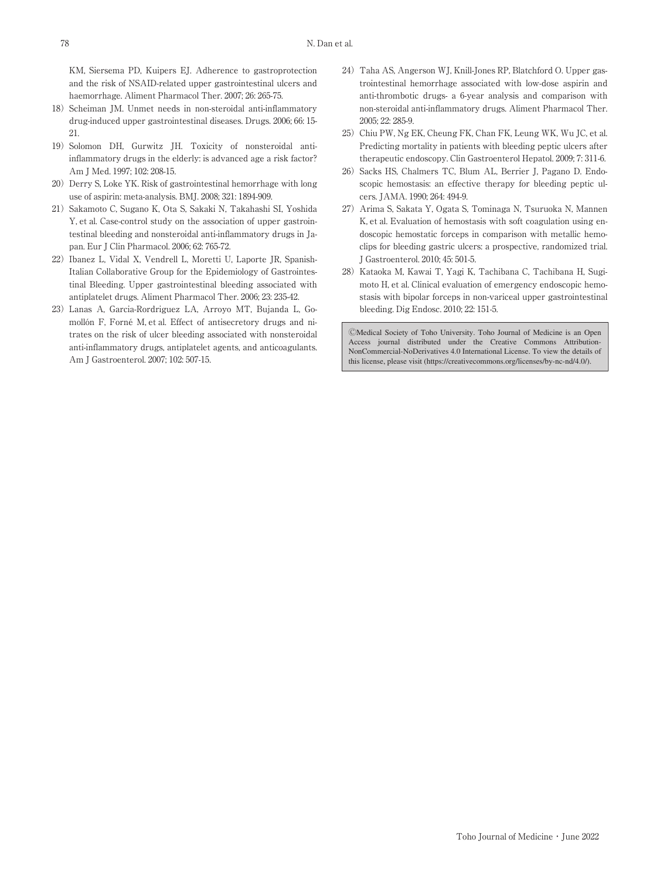KM, Siersema PD, Kuipers EJ. Adherence to gastroprotection and the risk of NSAID-related upper gastrointestinal ulcers and haemorrhage. Aliment Pharmacol Ther. 2007; 26: 265-75.

18) Scheiman JM. Unmet needs in non-steroidal anti-inflammatory drug-induced upper gastrointestinal diseases. Drugs. 2006; 66: 15-21.
19) Solomon DH, Gurwitz JH. Toxicity of nonsteroidal anti-inflammatory drugs in the elderly: is advanced age a risk factor? Am J Med. 1997; 102: 208-15.
20) Derry S, Loke YK. Risk of gastrointestinal hemorrhage with long use of aspirin: meta-analysis. BMJ. 2008; 321: 1894-909.
21) Sakamoto C, Sugano K, Ota S, Sakaki N, Takahashi SI, Yoshida Y, et al. Case-control study on the association of upper gastrointestinal bleeding and nonsteroidal anti-inflammatory drugs in Japan. Eur J Clin Pharmacol. 2006; 62: 765-72.
22) Ibanez L, Vidal X, Vendrell L, Moretti U, Laporte JR, Spanish-Italian Collaborative Group for the Epidemiology of Gastrointestinal Bleeding. Upper gastrointestinal bleeding associated with antiplatelet drugs. Aliment Pharmacol Ther. 2006; 23: 235-42.
23) Lanas A, Garcia-Rordriguez LA, Arroyo MT, Bujanda L, Gomollón F, Forné M, et al. Effect of antisecretory drugs and nitrates on the risk of ulcer bleeding associated with nonsteroidal anti-inflammatory drugs, antiplatelet agents, and anticoagulants. Am J Gastroenterol. 2007; 102: 507-15.
24) Taha AS, Angerson WJ, Knill-Jones RP, Blatchford O. Upper gastrointestinal hemorrhage associated with low-dose aspirin and anti-thrombotic drugs- a 6-year analysis and comparison with non-steroidal anti-inflammatory drugs. Aliment Pharmacol Ther. 2005; 22: 285-9.
25) Chiu PW, Ng EK, Cheung FK, Chan FK, Leung WK, Wu JC, et al. Predicting mortality in patients with bleeding peptic ulcers after therapeutic endoscopy. Clin Gastroenterol Hepatol. 2009; 7: 311-6.
26) Sacks HS, Chalmers TC, Blum AL, Berrier J, Pagano D. Endoscopic hemostasis: an effective therapy for bleeding peptic ulcers. JAMA. 1990; 264: 494-9.
27) Arima S, Sakata Y, Ogata S, Tominaga N, Tsuruoka N, Mannen K, et al. Evaluation of hemostasis with soft coagulation using endoscopic hemostatic forceps in comparison with metallic hemoclips for bleeding gastric ulcers: a prospective, randomized trial. J Gastroenterol. 2010; 45: 501-5.
28) Kataoka M, Kawai T, Yagi K, Tachibana C, Tachibana H, Sugimoto H, et al. Clinical evaluation of emergency endoscopic hemostasis with bipolar forceps in non-variceal upper gastrointestinal bleeding. Dig Endosc. 2010; 22: 151-5.

©Medical Society of Toho University. Toho Journal of Medicine is an Open Access journal distributed under the Creative Commons Attribution-NonCommercial-NoDerivatives 4.0 International License. To view the details of this license, please visit (https://creativecommons.org/licenses/by-nc-nd/4.0/).